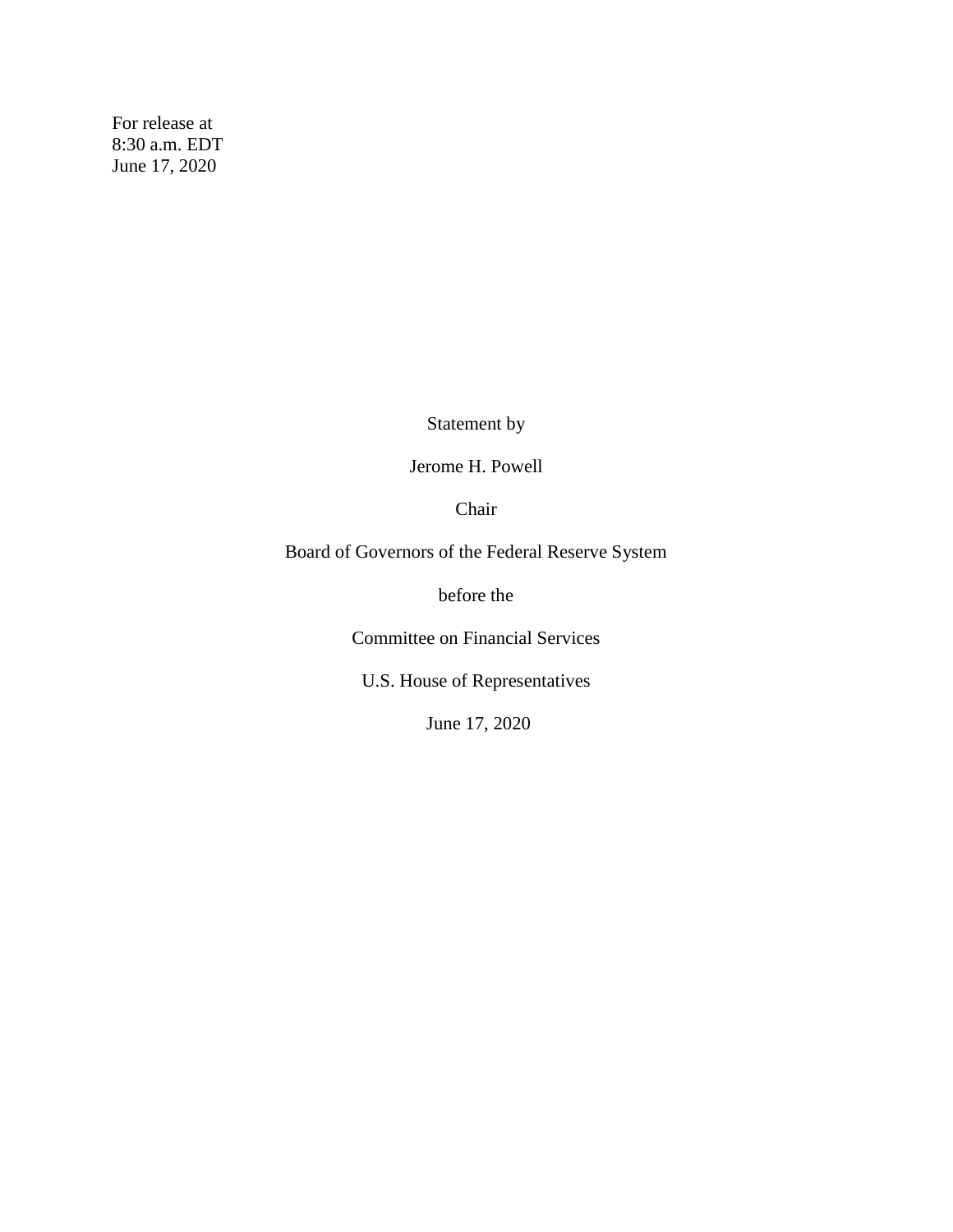For release at
8:30 a.m. EDT
June 17, 2020

Statement by

Jerome H. Powell

Chair

Board of Governors of the Federal Reserve System

before the

Committee on Financial Services

U.S. House of Representatives

June 17, 2020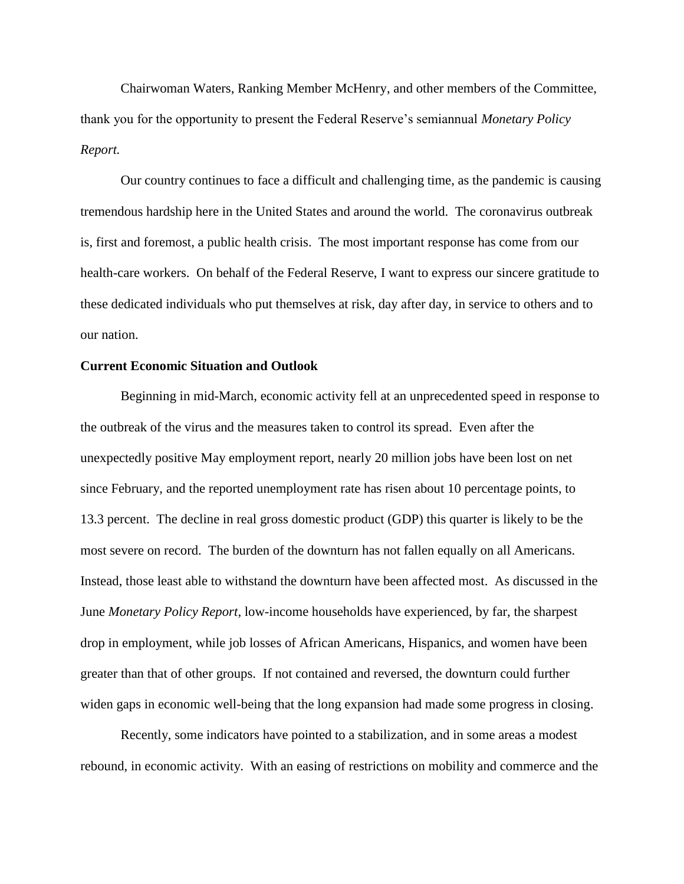Chairwoman Waters, Ranking Member McHenry, and other members of the Committee, thank you for the opportunity to present the Federal Reserve's semiannual *Monetary Policy Report.*

Our country continues to face a difficult and challenging time, as the pandemic is causing tremendous hardship here in the United States and around the world. The coronavirus outbreak is, first and foremost, a public health crisis. The most important response has come from our health-care workers. On behalf of the Federal Reserve, I want to express our sincere gratitude to these dedicated individuals who put themselves at risk, day after day, in service to others and to our nation.

**Current Economic Situation and Outlook**

Beginning in mid-March, economic activity fell at an unprecedented speed in response to the outbreak of the virus and the measures taken to control its spread. Even after the unexpectedly positive May employment report, nearly 20 million jobs have been lost on net since February, and the reported unemployment rate has risen about 10 percentage points, to 13.3 percent. The decline in real gross domestic product (GDP) this quarter is likely to be the most severe on record. The burden of the downturn has not fallen equally on all Americans. Instead, those least able to withstand the downturn have been affected most. As discussed in the June *Monetary Policy Report*, low-income households have experienced, by far, the sharpest drop in employment, while job losses of African Americans, Hispanics, and women have been greater than that of other groups. If not contained and reversed, the downturn could further widen gaps in economic well-being that the long expansion had made some progress in closing.

Recently, some indicators have pointed to a stabilization, and in some areas a modest rebound, in economic activity. With an easing of restrictions on mobility and commerce and the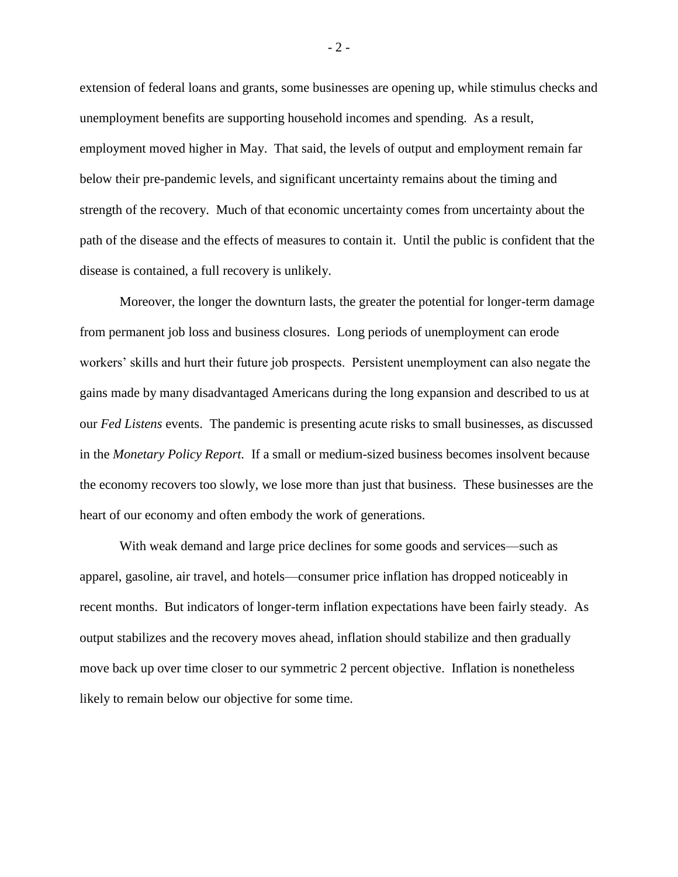extension of federal loans and grants, some businesses are opening up, while stimulus checks and unemployment benefits are supporting household incomes and spending. As a result, employment moved higher in May. That said, the levels of output and employment remain far below their pre-pandemic levels, and significant uncertainty remains about the timing and strength of the recovery. Much of that economic uncertainty comes from uncertainty about the path of the disease and the effects of measures to contain it. Until the public is confident that the disease is contained, a full recovery is unlikely.

Moreover, the longer the downturn lasts, the greater the potential for longer-term damage from permanent job loss and business closures. Long periods of unemployment can erode workers' skills and hurt their future job prospects. Persistent unemployment can also negate the gains made by many disadvantaged Americans during the long expansion and described to us at our *Fed Listens* events. The pandemic is presenting acute risks to small businesses, as discussed in the *Monetary Policy Report*. If a small or medium-sized business becomes insolvent because the economy recovers too slowly, we lose more than just that business. These businesses are the heart of our economy and often embody the work of generations.

With weak demand and large price declines for some goods and services—such as apparel, gasoline, air travel, and hotels—consumer price inflation has dropped noticeably in recent months. But indicators of longer-term inflation expectations have been fairly steady. As output stabilizes and the recovery moves ahead, inflation should stabilize and then gradually move back up over time closer to our symmetric 2 percent objective. Inflation is nonetheless likely to remain below our objective for some time.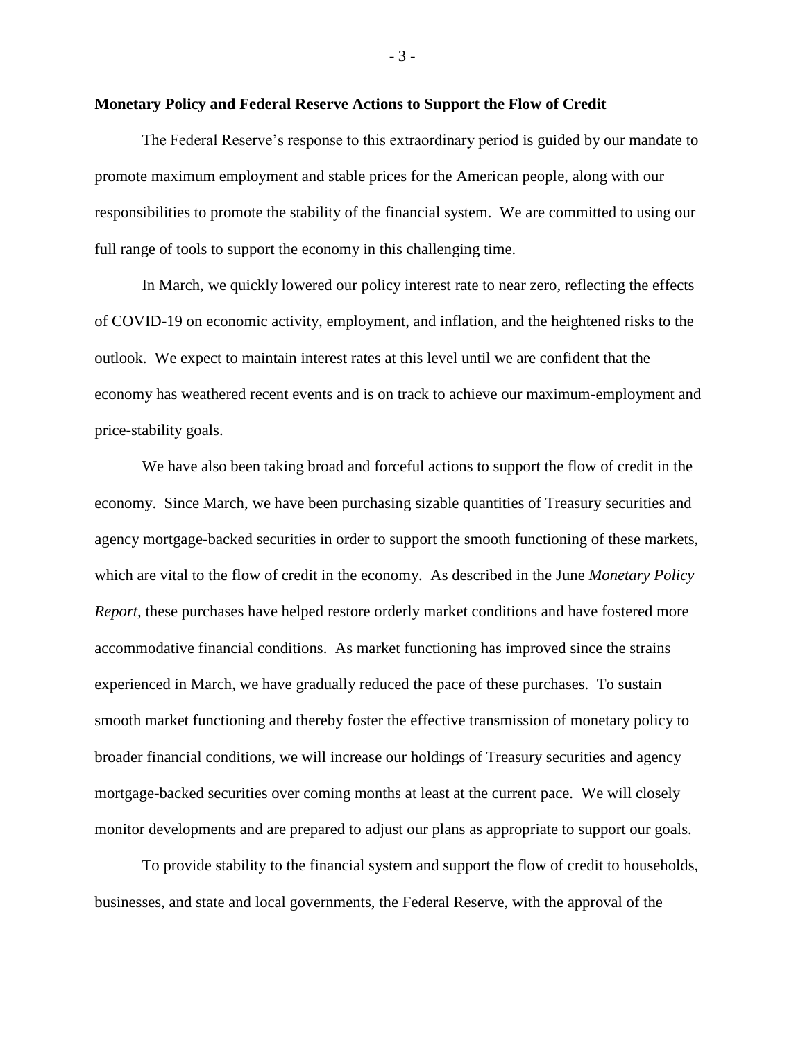**Monetary Policy and Federal Reserve Actions to Support the Flow of Credit**

The Federal Reserve's response to this extraordinary period is guided by our mandate to promote maximum employment and stable prices for the American people, along with our responsibilities to promote the stability of the financial system. We are committed to using our full range of tools to support the economy in this challenging time.

In March, we quickly lowered our policy interest rate to near zero, reflecting the effects of COVID-19 on economic activity, employment, and inflation, and the heightened risks to the outlook. We expect to maintain interest rates at this level until we are confident that the economy has weathered recent events and is on track to achieve our maximum-employment and price-stability goals.

We have also been taking broad and forceful actions to support the flow of credit in the economy. Since March, we have been purchasing sizable quantities of Treasury securities and agency mortgage-backed securities in order to support the smooth functioning of these markets, which are vital to the flow of credit in the economy. As described in the June *Monetary Policy Report,* these purchases have helped restore orderly market conditions and have fostered more accommodative financial conditions. As market functioning has improved since the strains experienced in March, we have gradually reduced the pace of these purchases. To sustain smooth market functioning and thereby foster the effective transmission of monetary policy to broader financial conditions, we will increase our holdings of Treasury securities and agency mortgage-backed securities over coming months at least at the current pace. We will closely monitor developments and are prepared to adjust our plans as appropriate to support our goals.

To provide stability to the financial system and support the flow of credit to households, businesses, and state and local governments, the Federal Reserve, with the approval of the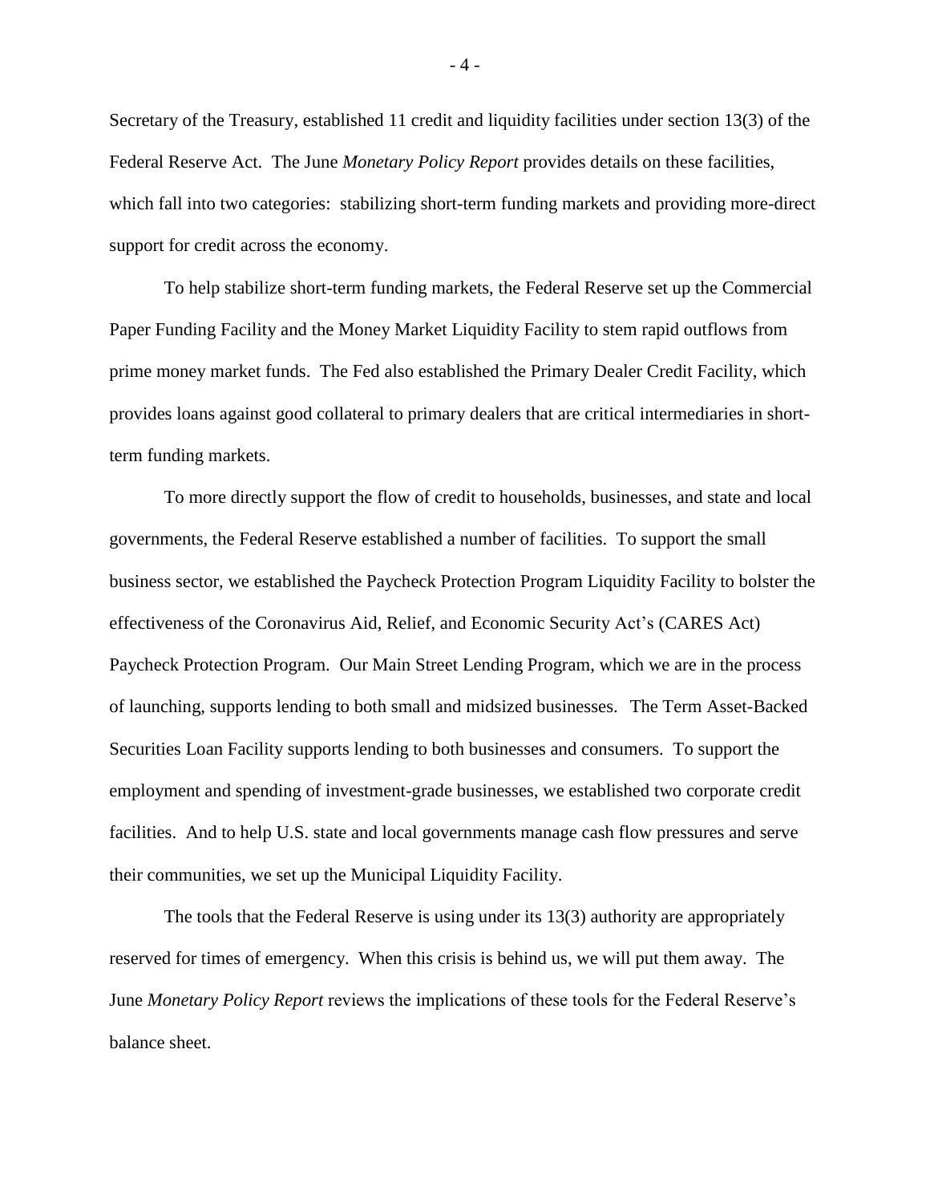Secretary of the Treasury, established 11 credit and liquidity facilities under section 13(3) of the Federal Reserve Act. The June *Monetary Policy Report* provides details on these facilities, which fall into two categories: stabilizing short-term funding markets and providing more-direct support for credit across the economy.

To help stabilize short-term funding markets, the Federal Reserve set up the Commercial Paper Funding Facility and the Money Market Liquidity Facility to stem rapid outflows from prime money market funds. The Fed also established the Primary Dealer Credit Facility, which provides loans against good collateral to primary dealers that are critical intermediaries in short-term funding markets.

To more directly support the flow of credit to households, businesses, and state and local governments, the Federal Reserve established a number of facilities. To support the small business sector, we established the Paycheck Protection Program Liquidity Facility to bolster the effectiveness of the Coronavirus Aid, Relief, and Economic Security Act's (CARES Act) Paycheck Protection Program. Our Main Street Lending Program, which we are in the process of launching, supports lending to both small and midsized businesses. The Term Asset-Backed Securities Loan Facility supports lending to both businesses and consumers. To support the employment and spending of investment-grade businesses, we established two corporate credit facilities. And to help U.S. state and local governments manage cash flow pressures and serve their communities, we set up the Municipal Liquidity Facility.

The tools that the Federal Reserve is using under its 13(3) authority are appropriately reserved for times of emergency. When this crisis is behind us, we will put them away. The June *Monetary Policy Report* reviews the implications of these tools for the Federal Reserve's balance sheet.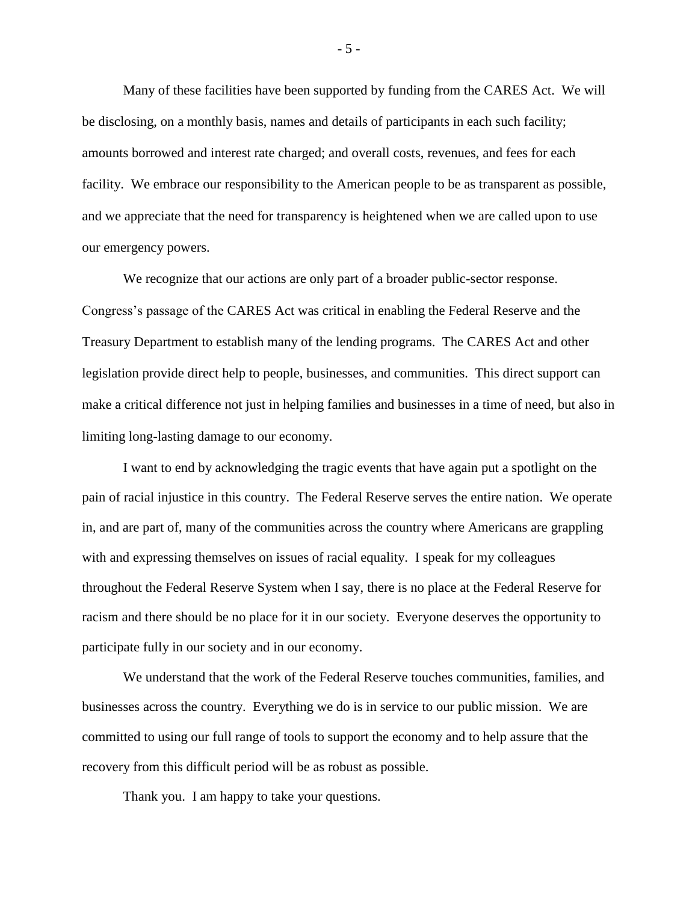Many of these facilities have been supported by funding from the CARES Act. We will be disclosing, on a monthly basis, names and details of participants in each such facility; amounts borrowed and interest rate charged; and overall costs, revenues, and fees for each facility. We embrace our responsibility to the American people to be as transparent as possible, and we appreciate that the need for transparency is heightened when we are called upon to use our emergency powers.

We recognize that our actions are only part of a broader public-sector response. Congress's passage of the CARES Act was critical in enabling the Federal Reserve and the Treasury Department to establish many of the lending programs. The CARES Act and other legislation provide direct help to people, businesses, and communities. This direct support can make a critical difference not just in helping families and businesses in a time of need, but also in limiting long-lasting damage to our economy.

I want to end by acknowledging the tragic events that have again put a spotlight on the pain of racial injustice in this country. The Federal Reserve serves the entire nation. We operate in, and are part of, many of the communities across the country where Americans are grappling with and expressing themselves on issues of racial equality. I speak for my colleagues throughout the Federal Reserve System when I say, there is no place at the Federal Reserve for racism and there should be no place for it in our society. Everyone deserves the opportunity to participate fully in our society and in our economy.

We understand that the work of the Federal Reserve touches communities, families, and businesses across the country. Everything we do is in service to our public mission. We are committed to using our full range of tools to support the economy and to help assure that the recovery from this difficult period will be as robust as possible.

Thank you. I am happy to take your questions.